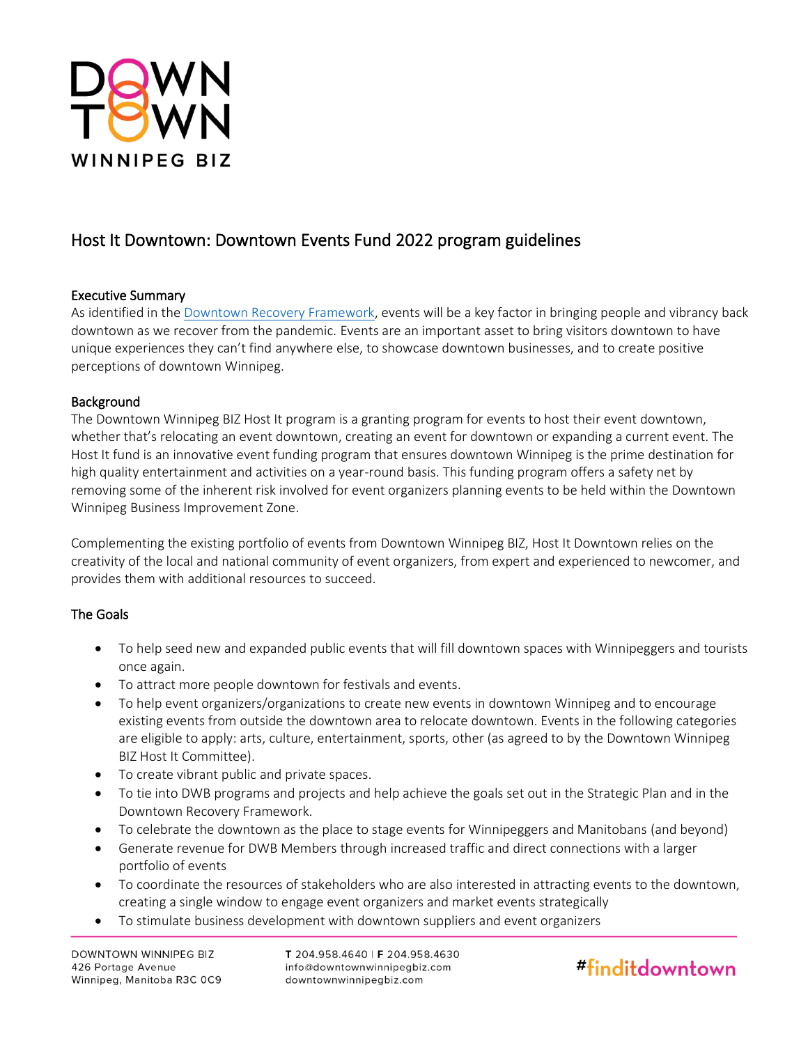# Host It Downtown: Downtown Events Fund 2022 program guidelines

## Executive Summary

As identified in the Downtown Recovery Framework, events will be a key factor in bringing people and vibrancy back downtown as we recover from the pandemic. Events are an important asset to bring visitors downtown to have unique experiences they can't find anywhere else, to showcase downtown businesses, and to create positive perceptions of downtown Winnipeg.

## Background

The Downtown Winnipeg BIZ Host It program is a granting program for events to host their event downtown, whether that's relocating an event downtown, creating an event for downtown or expanding a current event. The Host It fund is an innovative event funding program that ensures downtown Winnipeg is the prime destination for high quality entertainment and activities on a year-round basis. This funding program offers a safety net by removing some of the inherent risk involved for event organizers planning events to be held within the Downtown Winnipeg Business Improvement Zone.

Complementing the existing portfolio of events from Downtown Winnipeg BIZ, Host It Downtown relies on the creativity of the local and national community of event organizers, from expert and experienced to newcomer, and provides them with additional resources to succeed.

## The Goals

- To help seed new and expanded public events that will fill downtown spaces with Winnipeggers and tourists once again.
- To attract more people downtown for festivals and events.
- To help event organizers/organizations to create new events in downtown Winnipeg and to encourage existing events from outside the downtown area to relocate downtown. Events in the following categories are eligible to apply: arts, culture, entertainment, sports, other (as agreed to by the Downtown Winnipeg BIZ Host It Committee).
- To create vibrant public and private spaces.
- To tie into DWB programs and projects and help achieve the goals set out in the Strategic Plan and in the Downtown Recovery Framework.
- To celebrate the downtown as the place to stage events for Winnipeggers and Manitobans (and beyond)
- Generate revenue for DWB Members through increased traffic and direct connections with a larger portfolio of events
- To coordinate the resources of stakeholders who are also interested in attracting events to the downtown, creating a single window to engage event organizers and market events strategically
- To stimulate business development with downtown suppliers and event organizers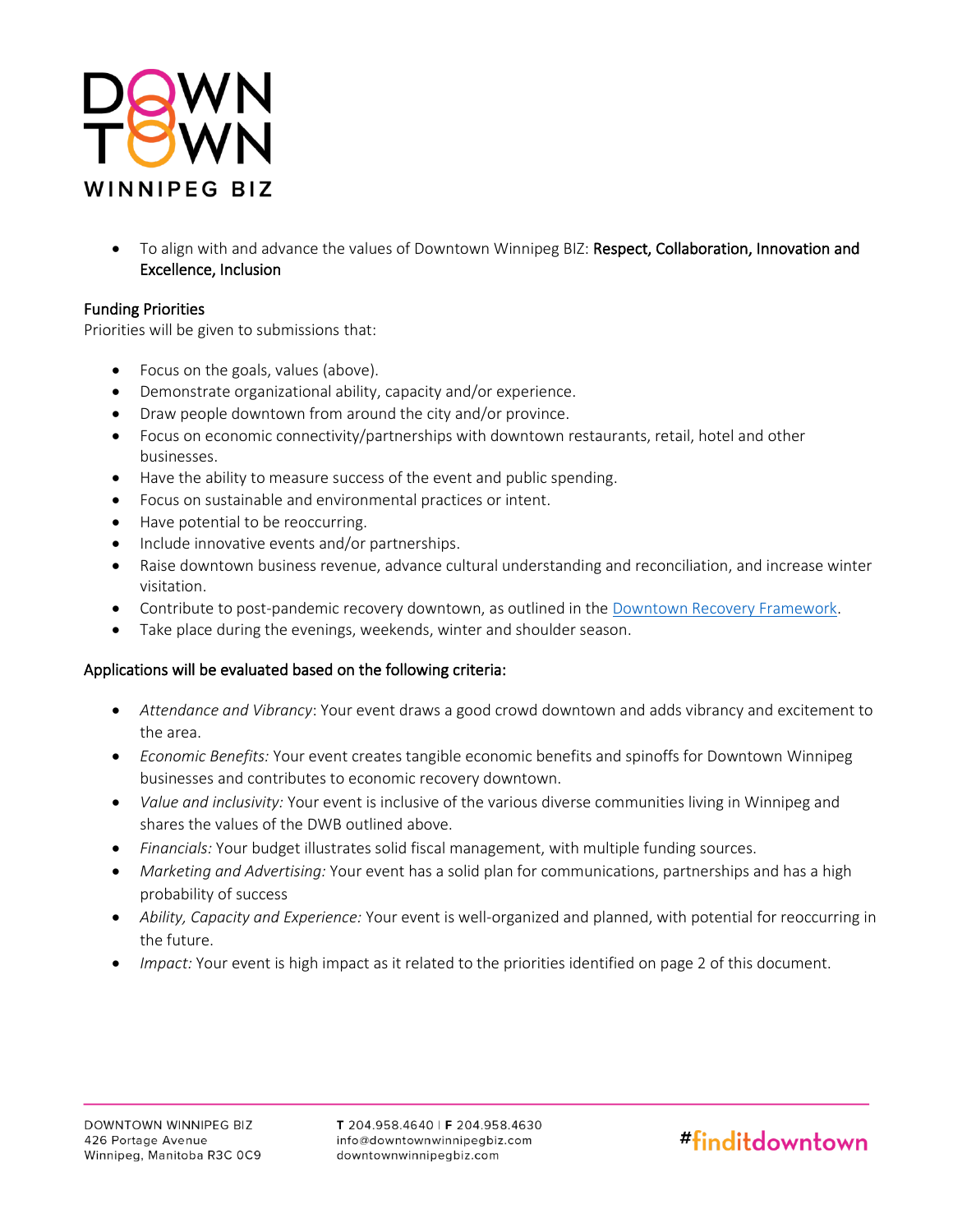- To align with and advance the values of Downtown Winnipeg BIZ: **Respect, Collaboration, Innovation and Excellence, Inclusion**

**Funding Priorities**
Priorities will be given to submissions that:

- Focus on the goals, values (above).
- Demonstrate organizational ability, capacity and/or experience.
- Draw people downtown from around the city and/or province.
- Focus on economic connectivity/partnerships with downtown restaurants, retail, hotel and other businesses.
- Have the ability to measure success of the event and public spending.
- Focus on sustainable and environmental practices or intent.
- Have potential to be reoccurring.
- Include innovative events and/or partnerships.
- Raise downtown business revenue, advance cultural understanding and reconciliation, and increase winter visitation.
- Contribute to post-pandemic recovery downtown, as outlined in the [Downtown Recovery Framework](Downtown Recovery Framework).
- Take place during the evenings, weekends, winter and shoulder season.

**Applications will be evaluated based on the following criteria:**

- *Attendance and Vibrancy*: Your event draws a good crowd downtown and adds vibrancy and excitement to the area.
- *Economic Benefits:* Your event creates tangible economic benefits and spinoffs for Downtown Winnipeg businesses and contributes to economic recovery downtown.
- *Value and inclusivity:* Your event is inclusive of the various diverse communities living in Winnipeg and shares the values of the DWB outlined above.
- *Financials:* Your budget illustrates solid fiscal management, with multiple funding sources.
- *Marketing and Advertising:* Your event has a solid plan for communications, partnerships and has a high probability of success
- *Ability, Capacity and Experience:* Your event is well-organized and planned, with potential for reoccurring in the future.
- *Impact:* Your event is high impact as it related to the priorities identified on page 2 of this document.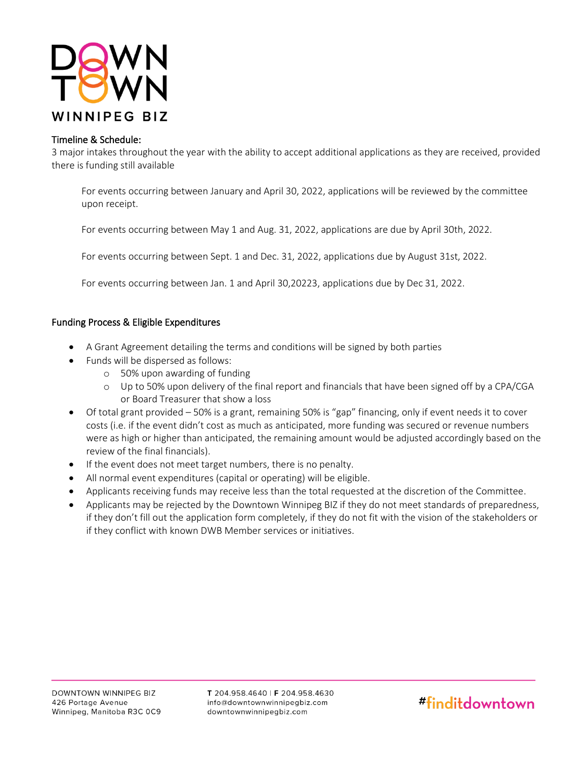## Timeline & Schedule:

3 major intakes throughout the year with the ability to accept additional applications as they are received, provided there is funding still available

For events occurring between January and April 30, 2022, applications will be reviewed by the committee upon receipt.

For events occurring between May 1 and Aug. 31, 2022, applications are due by April 30th, 2022.

For events occurring between Sept. 1 and Dec. 31, 2022, applications due by August 31st, 2022.

For events occurring between Jan. 1 and April 30,20223, applications due by Dec 31, 2022.

## Funding Process & Eligible Expenditures

- A Grant Agreement detailing the terms and conditions will be signed by both parties
- Funds will be dispersed as follows:
  - 50% upon awarding of funding
  - Up to 50% upon delivery of the final report and financials that have been signed off by a CPA/CGA or Board Treasurer that show a loss
- Of total grant provided – 50% is a grant, remaining 50% is "gap" financing, only if event needs it to cover costs (i.e. if the event didn't cost as much as anticipated, more funding was secured or revenue numbers were as high or higher than anticipated, the remaining amount would be adjusted accordingly based on the review of the final financials).
- If the event does not meet target numbers, there is no penalty.
- All normal event expenditures (capital or operating) will be eligible.
- Applicants receiving funds may receive less than the total requested at the discretion of the Committee.
- Applicants may be rejected by the Downtown Winnipeg BIZ if they do not meet standards of preparedness, if they don't fill out the application form completely, if they do not fit with the vision of the stakeholders or if they conflict with known DWB Member services or initiatives.